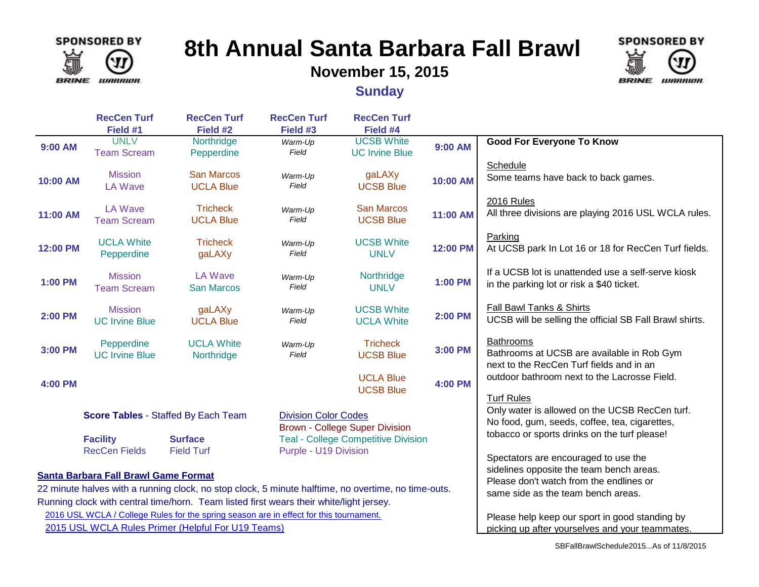SPONSORED BY BRINE WARRIOR

# 8th Annual Santa Barbara Fall Brawl

## November 15, 2015

### Sunday

| | RecCen Turf Field #1 | RecCen Turf Field #2 | RecCen Turf Field #3 | RecCen Turf Field #4 | |
|---|---|---|---|---|---|
| 9:00 AM | UNLV<br>Team Scream | Northridge<br>Pepperdine | *Warm-Up Field* | UCSB White<br>UC Irvine Blue | 9:00 AM |
| 10:00 AM | Mission<br>LA Wave | San Marcos<br>UCLA Blue | *Warm-Up Field* | gaLAXy<br>UCSB Blue | 10:00 AM |
| 11:00 AM | LA Wave<br>Team Scream | Tricheck<br>UCLA Blue | *Warm-Up Field* | San Marcos<br>UCSB Blue | 11:00 AM |
| 12:00 PM | UCLA White<br>Pepperdine | Tricheck<br>gaLAXy | *Warm-Up Field* | UCSB White<br>UNLV | 12:00 PM |
| 1:00 PM | Mission<br>Team Scream | LA Wave<br>San Marcos | *Warm-Up Field* | Northridge<br>UNLV | 1:00 PM |
| 2:00 PM | Mission<br>UC Irvine Blue | gaLAXy<br>UCLA Blue | *Warm-Up Field* | UCSB White<br>UCLA White | 2:00 PM |
| 3:00 PM | Pepperdine<br>UC Irvine Blue | UCLA White<br>Northridge | *Warm-Up Field* | Tricheck<br>UCSB Blue | 3:00 PM |
| 4:00 PM | | | | UCLA Blue<br>UCSB Blue | 4:00 PM |

**Score Tables** - Staffed By Each Team

**Facility**
RecCen Fields

**Surface**
Field Turf

Division Color Codes
Brown - College Super Division
Teal - College Competitive Division
Purple - U19 Division

**Santa Barbara Fall Brawl Game Format**

22 minute halves with a running clock, no stop clock, 5 minute halftime, no overtime, no time-outs.
Running clock with central time/horn. Team listed first wears their white/light jersey.

2016 USL WCLA / College Rules for the spring season are in effect for this tournament.

2015 USL WCLA Rules Primer (Helpful For U19 Teams)

**Good For Everyone To Know**

Schedule
Some teams have back to back games.

2016 Rules
All three divisions are playing 2016 USL WCLA rules.

Parking
At UCSB park In Lot 16 or 18 for RecCen Turf fields.

If a UCSB lot is unattended use a self-serve kiosk in the parking lot or risk a $40 ticket.

Fall Bawl Tanks & Shirts
UCSB will be selling the official SB Fall Brawl shirts.

Bathrooms
Bathrooms at UCSB are available in Rob Gym next to the RecCen Turf fields and in an outdoor bathroom next to the Lacrosse Field.

Turf Rules
Only water is allowed on the UCSB RecCen turf. No food, gum, seeds, coffee, tea, cigarettes, tobacco or sports drinks on the turf please!

Spectators are encouraged to use the sidelines opposite the team bench areas. Please don't watch from the endlines or same side as the team bench areas.

Please help keep our sport in good standing by picking up after yourselves and your teammates.

SBFallBrawlSchedule2015...As of 11/8/2015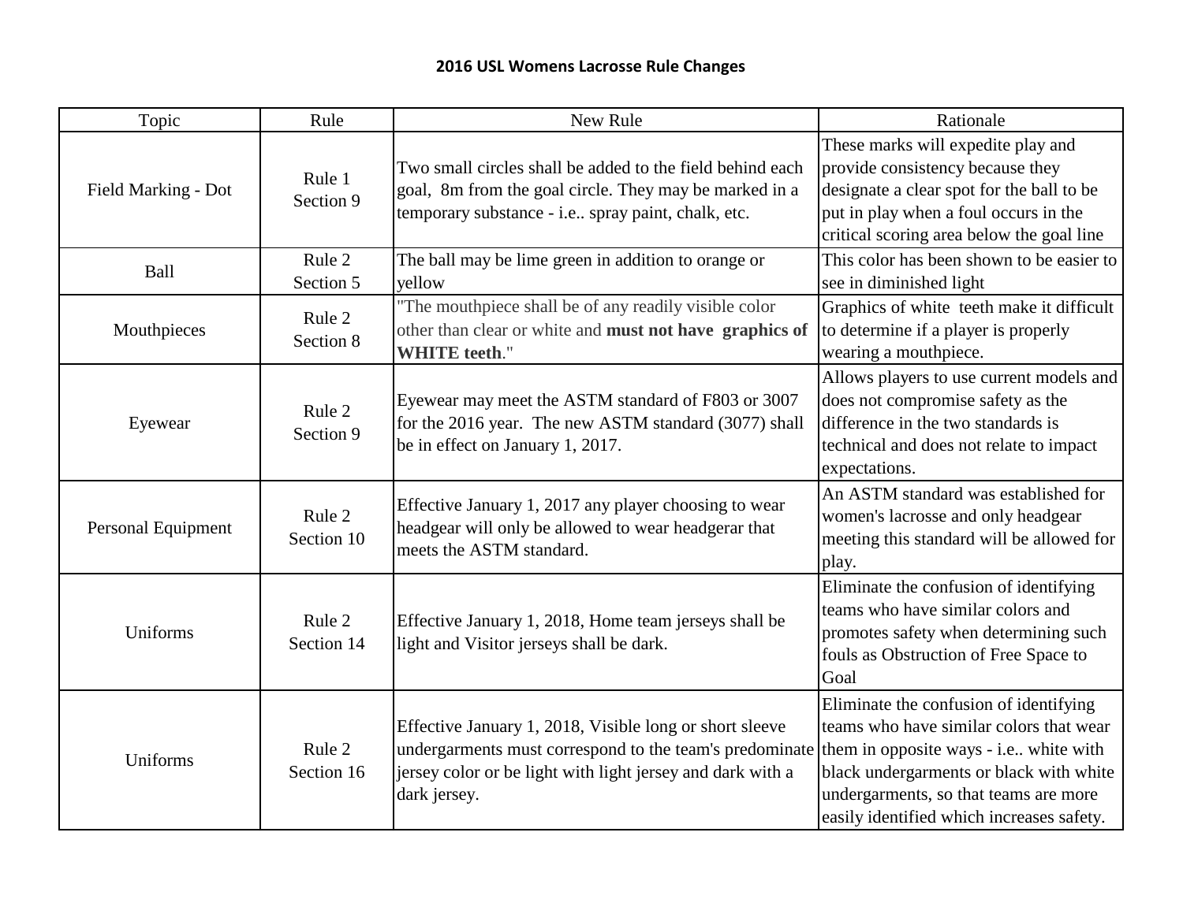**2016 USL Womens Lacrosse Rule Changes**

| Topic | Rule | New Rule | Rationale |
|---|---|---|---|
| Field Marking - Dot | Rule 1 Section 9 | Two small circles shall be added to the field behind each goal, 8m from the goal circle. They may be marked in a temporary substance - i.e.. spray paint, chalk, etc. | These marks will expedite play and provide consistency because they designate a clear spot for the ball to be put in play when a foul occurs in the critical scoring area below the goal line |
| Ball | Rule 2 Section 5 | The ball may be lime green in addition to orange or yellow | This color has been shown to be easier to see in diminished light |
| Mouthpieces | Rule 2 Section 8 | "The mouthpiece shall be of any readily visible color other than clear or white and **must not have graphics of WHITE teeth**." | Graphics of white teeth make it difficult to determine if a player is properly wearing a mouthpiece. |
| Eyewear | Rule 2 Section 9 | Eyewear may meet the ASTM standard of F803 or 3007 for the 2016 year. The new ASTM standard (3077) shall be in effect on January 1, 2017. | Allows players to use current models and does not compromise safety as the difference in the two standards is technical and does not relate to impact expectations. |
| Personal Equipment | Rule 2 Section 10 | Effective January 1, 2017 any player choosing to wear headgear will only be allowed to wear headgerar that meets the ASTM standard. | An ASTM standard was established for women's lacrosse and only headgear meeting this standard will be allowed for play. |
| Uniforms | Rule 2 Section 14 | Effective January 1, 2018, Home team jerseys shall be light and Visitor jerseys shall be dark. | Eliminate the confusion of identifying teams who have similar colors and promotes safety when determining such fouls as Obstruction of Free Space to Goal |
| Uniforms | Rule 2 Section 16 | Effective January 1, 2018, Visible long or short sleeve undergarments must correspond to the team's predominate jersey color or be light with light jersey and dark with a dark jersey. | Eliminate the confusion of identifying teams who have similar colors that wear them in opposite ways - i.e.. white with black undergarments or black with white undergarments, so that teams are more easily identified which increases safety. |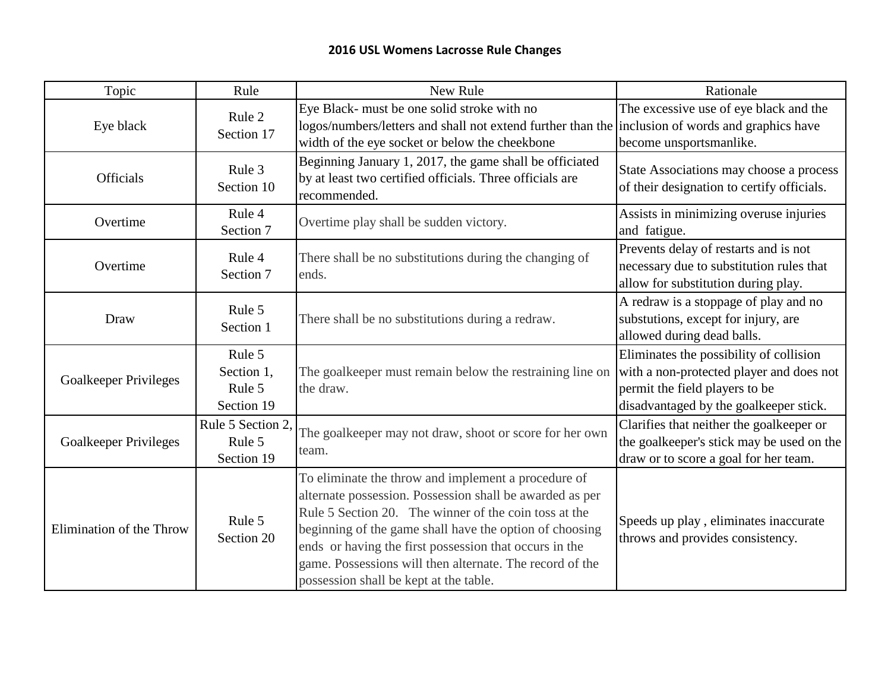# 2016 USL Womens Lacrosse Rule Changes

| Topic | Rule | New Rule | Rationale |
|---|---|---|---|
| Eye black | Rule 2 Section 17 | Eye Black- must be one solid stroke with no logos/numbers/letters and shall not extend further than the width of the eye socket or below the cheekbone | The excessive use of eye black and the inclusion of words and graphics have become unsportsmanlike. |
| Officials | Rule 3 Section 10 | Beginning January 1, 2017, the game shall be officiated by at least two certified officials. Three officials are recommended. | State Associations may choose a process of their designation to certify officials. |
| Overtime | Rule 4 Section 7 | Overtime play shall be sudden victory. | Assists in minimizing overuse injuries and fatigue. |
| Overtime | Rule 4 Section 7 | There shall be no substitutions during the changing of ends. | Prevents delay of restarts and is not necessary due to substitution rules that allow for substitution during play. |
| Draw | Rule 5 Section 1 | There shall be no substitutions during a redraw. | A redraw is a stoppage of play and no substutions, except for injury, are allowed during dead balls. |
| Goalkeeper Privileges | Rule 5 Section 1, Rule 5 Section 19 | The goalkeeper must remain below the restraining line on the draw. | Eliminates the possibility of collision with a non-protected player and does not permit the field players to be disadvantaged by the goalkeeper stick. |
| Goalkeeper Privileges | Rule 5 Section 2, Rule 5 Section 19 | The goalkeeper may not draw, shoot or score for her own team. | Clarifies that neither the goalkeeper or the goalkeeper's stick may be used on the draw or to score a goal for her team. |
| Elimination of the Throw | Rule 5 Section 20 | To eliminate the throw and implement a procedure of alternate possession. Possession shall be awarded as per Rule 5 Section 20. The winner of the coin toss at the beginning of the game shall have the option of choosing ends or having the first possession that occurs in the game. Possessions will then alternate. The record of the possession shall be kept at the table. | Speeds up play , eliminates inaccurate throws and provides consistency. |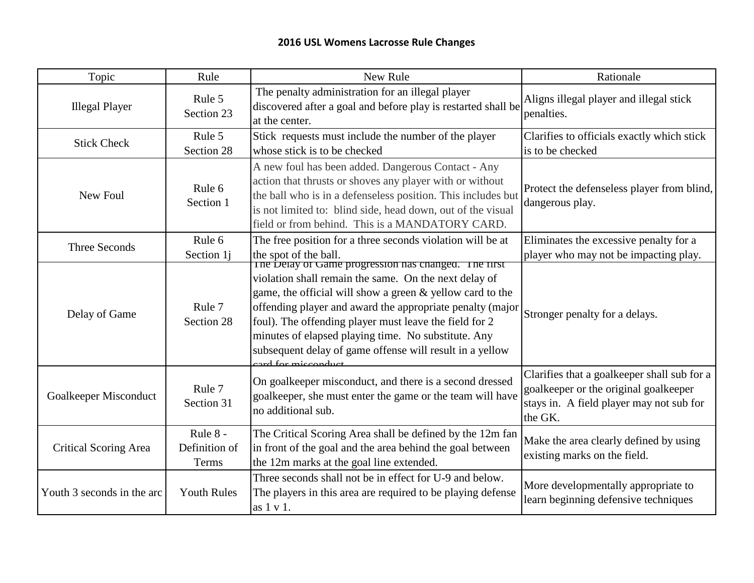**2016 USL Womens Lacrosse Rule Changes**

| Topic | Rule | New Rule | Rationale |
|---|---|---|---|
| Illegal Player | Rule 5 Section 23 | The penalty administration for an illegal player discovered after a goal and before play is restarted shall be at the center. | Aligns illegal player and illegal stick penalties. |
| Stick Check | Rule 5 Section 28 | Stick requests must include the number of the player whose stick is to be checked | Clarifies to officials exactly which stick is to be checked |
| New Foul | Rule 6 Section 1 | A new foul has been added. Dangerous Contact - Any action that thrusts or shoves any player with or without the ball who is in a defenseless position. This includes but is not limited to: blind side, head down, out of the visual field or from behind. This is a MANDATORY CARD. | Protect the defenseless player from blind, dangerous play. |
| Three Seconds | Rule 6 Section 1j | The free position for a three seconds violation will be at the spot of the ball. | Eliminates the excessive penalty for a player who may not be impacting play. |
| Delay of Game | Rule 7 Section 28 | The Delay of Game progression has changed. The first violation shall remain the same. On the next delay of game, the official will show a green & yellow card to the offending player and award the appropriate penalty (major foul). The offending player must leave the field for 2 minutes of elapsed playing time. No substitute. Any subsequent delay of game offense will result in a yellow card for misconduct. | Stronger penalty for a delays. |
| Goalkeeper Misconduct | Rule 7 Section 31 | On goalkeeper misconduct, and there is a second dressed goalkeeper, she must enter the game or the team will have no additional sub. | Clarifies that a goalkeeper shall sub for a goalkeeper or the original goalkeeper stays in. A field player may not sub for the GK. |
| Critical Scoring Area | Rule 8 - Definition of Terms | The Critical Scoring Area shall be defined by the 12m fan in front of the goal and the area behind the goal between the 12m marks at the goal line extended. | Make the area clearly defined by using existing marks on the field. |
| Youth 3 seconds in the arc | Youth Rules | Three seconds shall not be in effect for U-9 and below. The players in this area are required to be playing defense as 1 v 1. | More developmentally appropriate to learn beginning defensive techniques |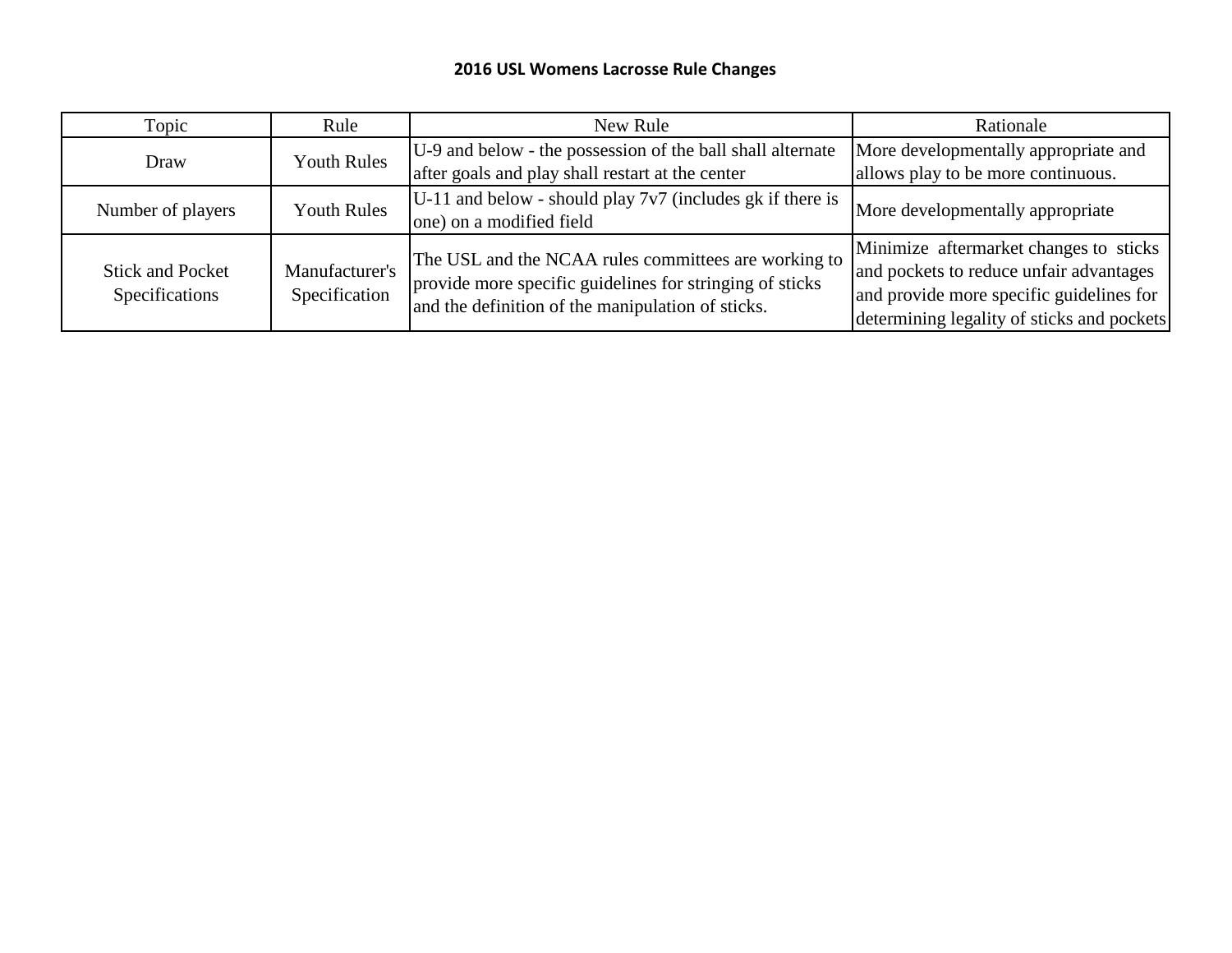# 2016 USL Womens Lacrosse Rule Changes

| Topic | Rule | New Rule | Rationale |
|---|---|---|---|
| Draw | Youth Rules | U-9 and below - the possession of the ball shall alternate after goals and play shall restart at the center | More developmentally appropriate and allows play to be more continuous. |
| Number of players | Youth Rules | U-11 and below - should play 7v7 (includes gk if there is one) on a modified field | More developmentally appropriate |
| Stick and Pocket Specifications | Manufacturer's Specification | The USL and the NCAA rules committees are working to provide more specific guidelines for stringing of sticks and the definition of the manipulation of sticks. | Minimize aftermarket changes to sticks and pockets to reduce unfair advantages and provide more specific guidelines for determining legality of sticks and pockets |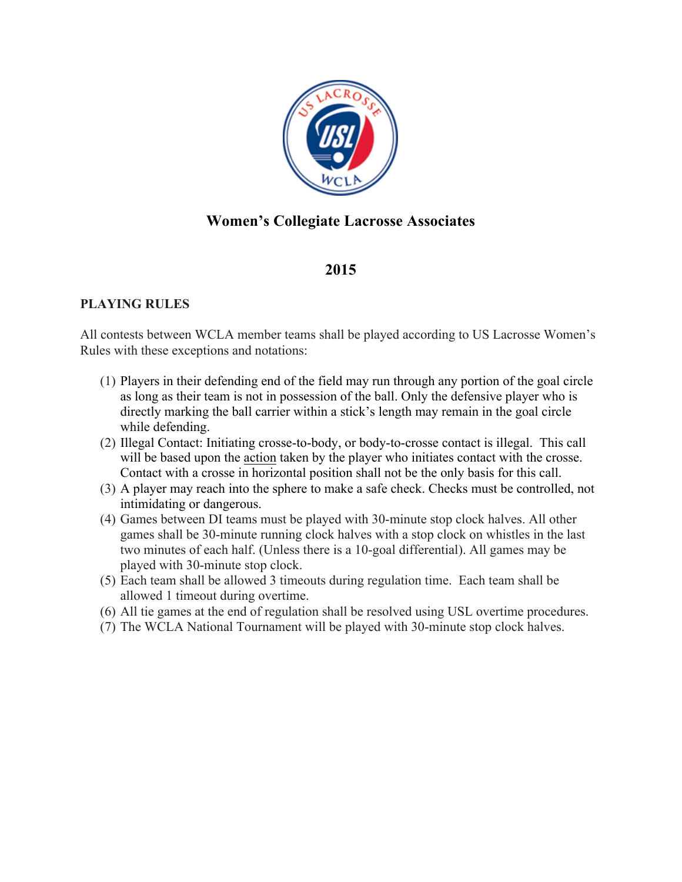# Women's Collegiate Lacrosse Associates

## 2015

### PLAYING RULES

All contests between WCLA member teams shall be played according to US Lacrosse Women's Rules with these exceptions and notations:

1. Players in their defending end of the field may run through any portion of the goal circle as long as their team is not in possession of the ball. Only the defensive player who is directly marking the ball carrier within a stick's length may remain in the goal circle while defending.
2. Illegal Contact: Initiating crosse-to-body, or body-to-crosse contact is illegal. This call will be based upon the action taken by the player who initiates contact with the crosse. Contact with a crosse in horizontal position shall not be the only basis for this call.
3. A player may reach into the sphere to make a safe check. Checks must be controlled, not intimidating or dangerous.
4. Games between DI teams must be played with 30-minute stop clock halves. All other games shall be 30-minute running clock halves with a stop clock on whistles in the last two minutes of each half. (Unless there is a 10-goal differential). All games may be played with 30-minute stop clock.
5. Each team shall be allowed 3 timeouts during regulation time. Each team shall be allowed 1 timeout during overtime.
6. All tie games at the end of regulation shall be resolved using USL overtime procedures.
7. The WCLA National Tournament will be played with 30-minute stop clock halves.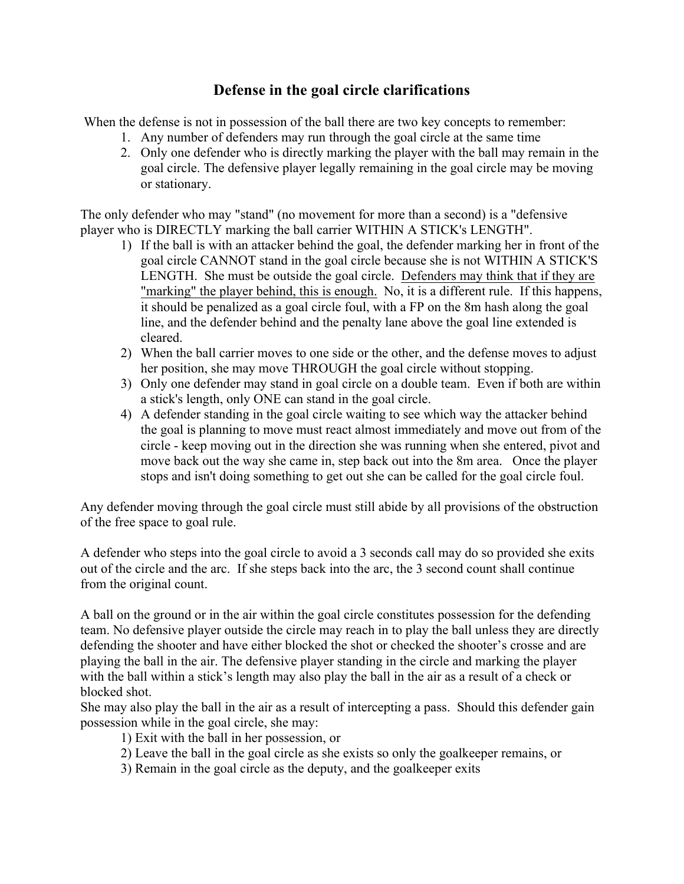# Defense in the goal circle clarifications

When the defense is not in possession of the ball there are two key concepts to remember:

1. Any number of defenders may run through the goal circle at the same time
2. Only one defender who is directly marking the player with the ball may remain in the goal circle. The defensive player legally remaining in the goal circle may be moving or stationary.

The only defender who may "stand" (no movement for more than a second) is a "defensive player who is DIRECTLY marking the ball carrier WITHIN A STICK's LENGTH".

1) If the ball is with an attacker behind the goal, the defender marking her in front of the goal circle CANNOT stand in the goal circle because she is not WITHIN A STICK'S LENGTH. She must be outside the goal circle. <u>Defenders may think that if they are "marking" the player behind, this is enough.</u> No, it is a different rule. If this happens, it should be penalized as a goal circle foul, with a FP on the 8m hash along the goal line, and the defender behind and the penalty lane above the goal line extended is cleared.
2) When the ball carrier moves to one side or the other, and the defense moves to adjust her position, she may move THROUGH the goal circle without stopping.
3) Only one defender may stand in goal circle on a double team. Even if both are within a stick's length, only ONE can stand in the goal circle.
4) A defender standing in the goal circle waiting to see which way the attacker behind the goal is planning to move must react almost immediately and move out from of the circle - keep moving out in the direction she was running when she entered, pivot and move back out the way she came in, step back out into the 8m area. Once the player stops and isn't doing something to get out she can be called for the goal circle foul.

Any defender moving through the goal circle must still abide by all provisions of the obstruction of the free space to goal rule.

A defender who steps into the goal circle to avoid a 3 seconds call may do so provided she exits out of the circle and the arc. If she steps back into the arc, the 3 second count shall continue from the original count.

A ball on the ground or in the air within the goal circle constitutes possession for the defending team. No defensive player outside the circle may reach in to play the ball unless they are directly defending the shooter and have either blocked the shot or checked the shooter's crosse and are playing the ball in the air. The defensive player standing in the circle and marking the player with the ball within a stick's length may also play the ball in the air as a result of a check or blocked shot.

She may also play the ball in the air as a result of intercepting a pass. Should this defender gain possession while in the goal circle, she may:

1) Exit with the ball in her possession, or
2) Leave the ball in the goal circle as she exists so only the goalkeeper remains, or
3) Remain in the goal circle as the deputy, and the goalkeeper exits